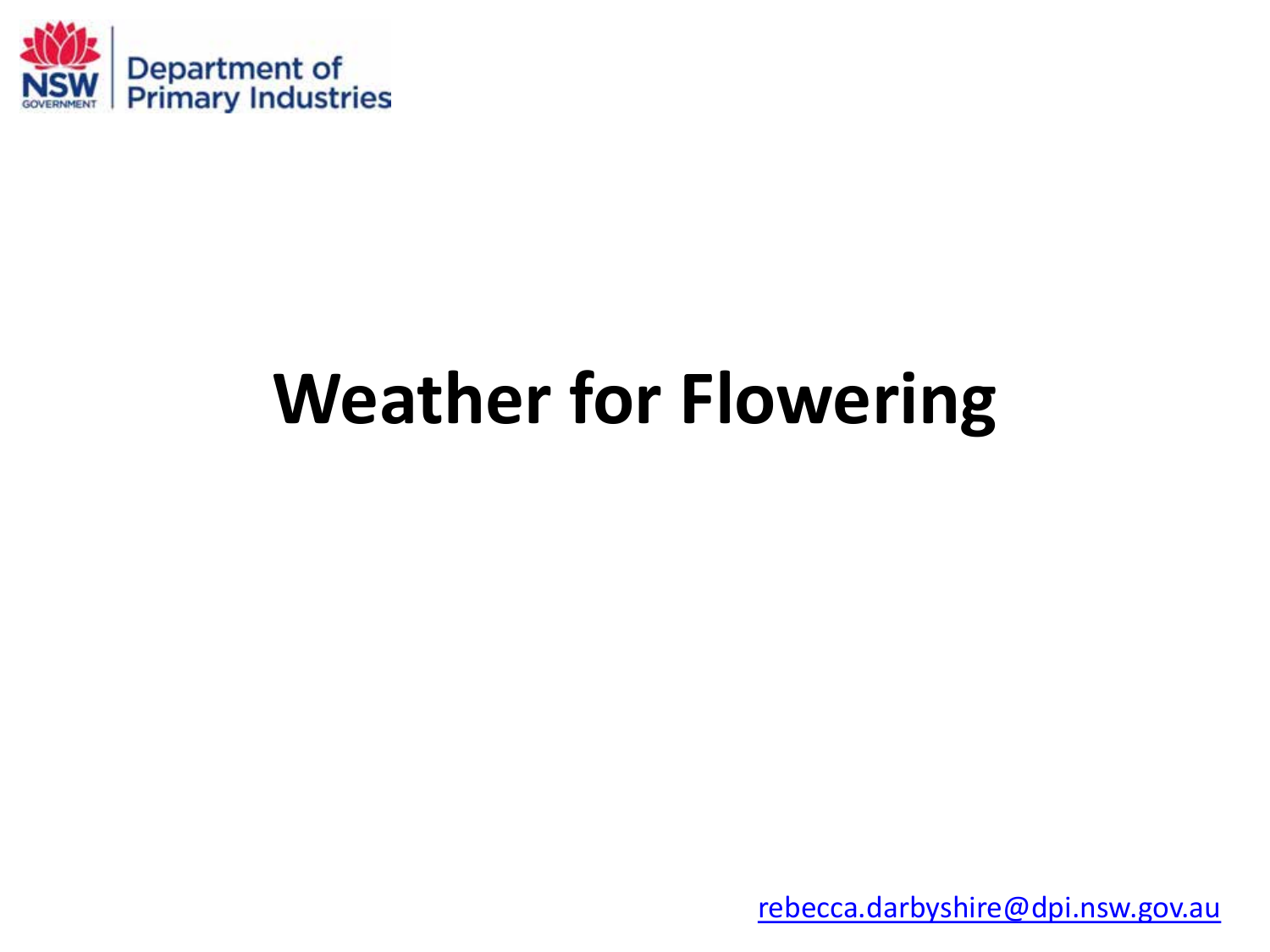Department of Primary Industries

# Weather for Flowering

rebecca.darbyshire@dpi.nsw.gov.au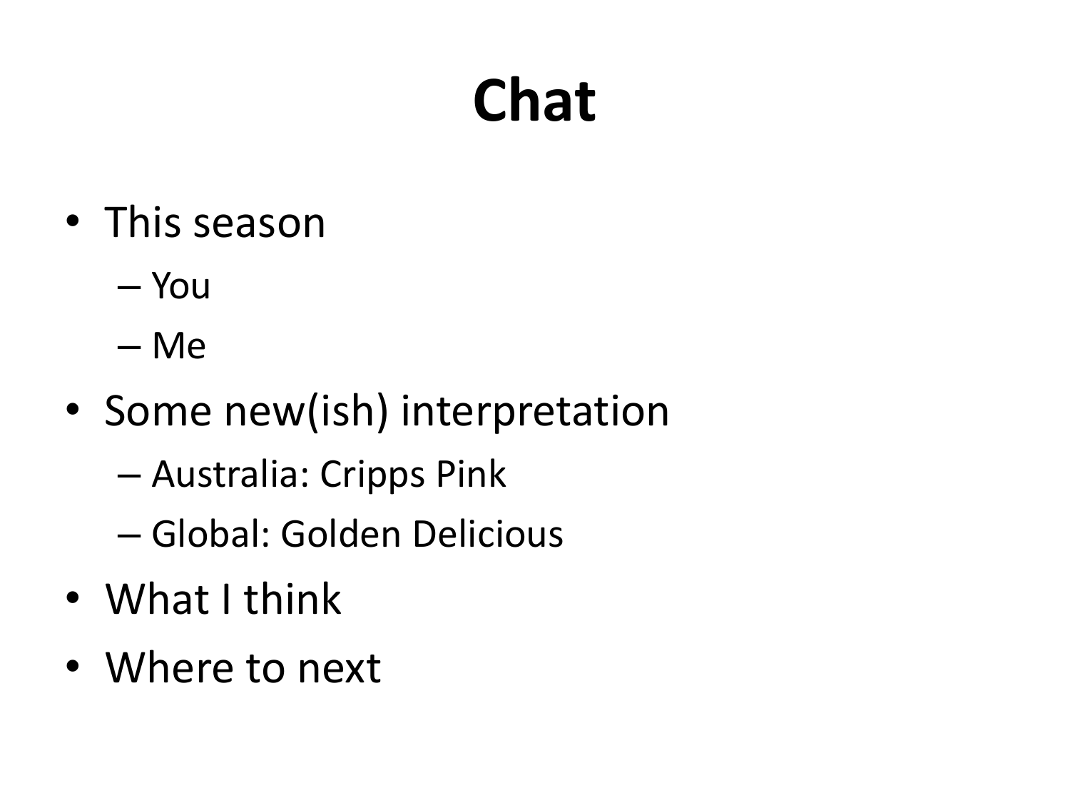# Chat

- This season
  - You
  - Me
- Some new(ish) interpretation
  - Australia: Cripps Pink
  - Global: Golden Delicious
- What I think
- Where to next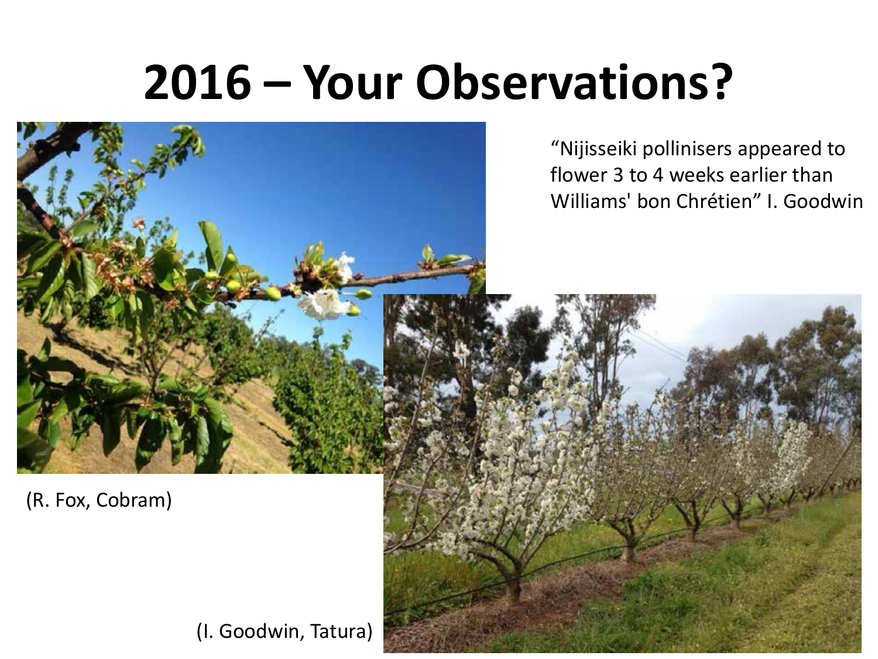# 2016 – Your Observations?

"Nijisseiki pollinisers appeared to flower 3 to 4 weeks earlier than Williams' bon Chrétien" I. Goodwin

(R. Fox, Cobram)

(I. Goodwin, Tatura)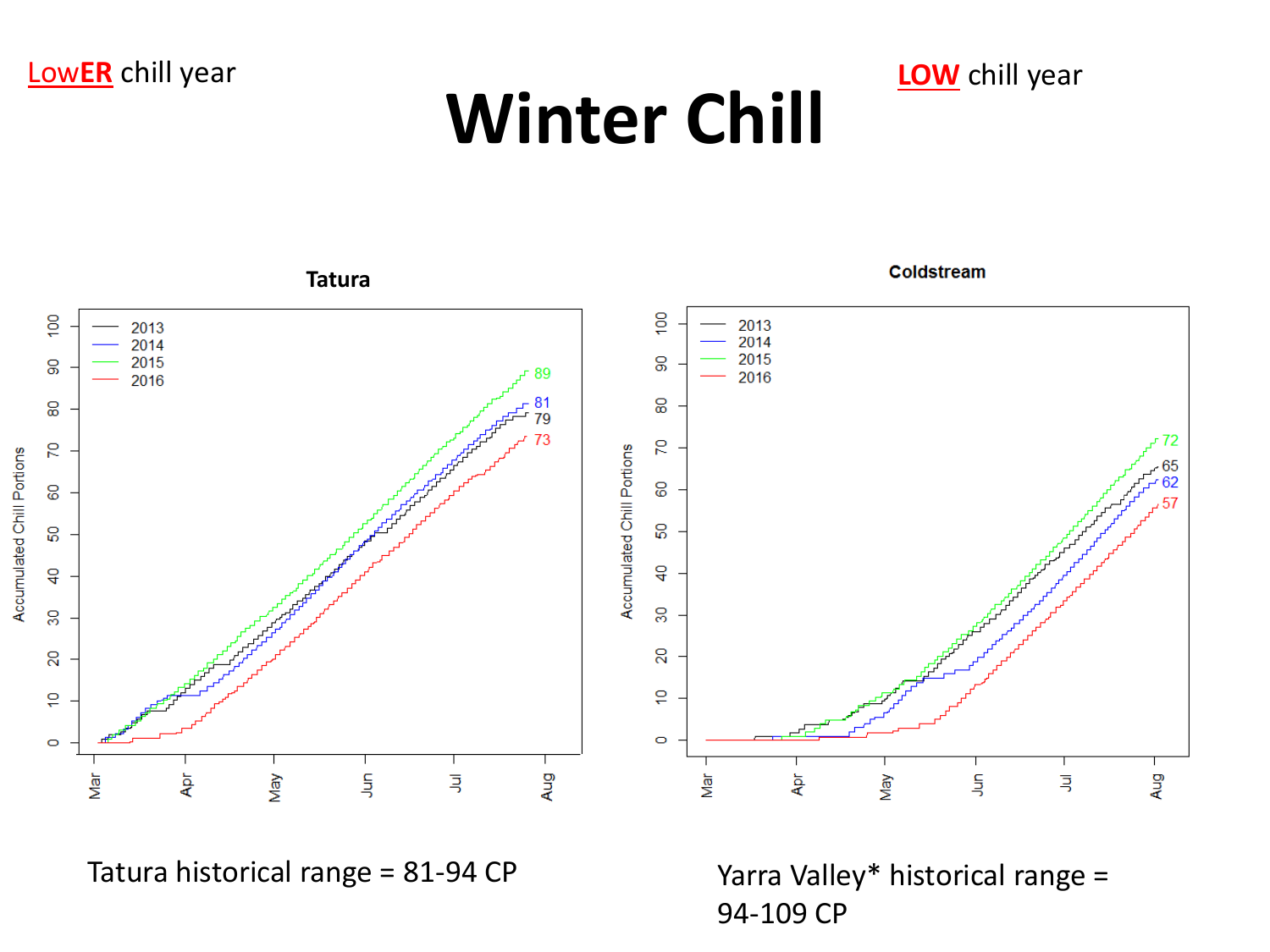# Winter Chill

LowER chill year

LOW chill year

Tatura historical range = 81-94 CP

Yarra Valley* historical range = 94-109 CP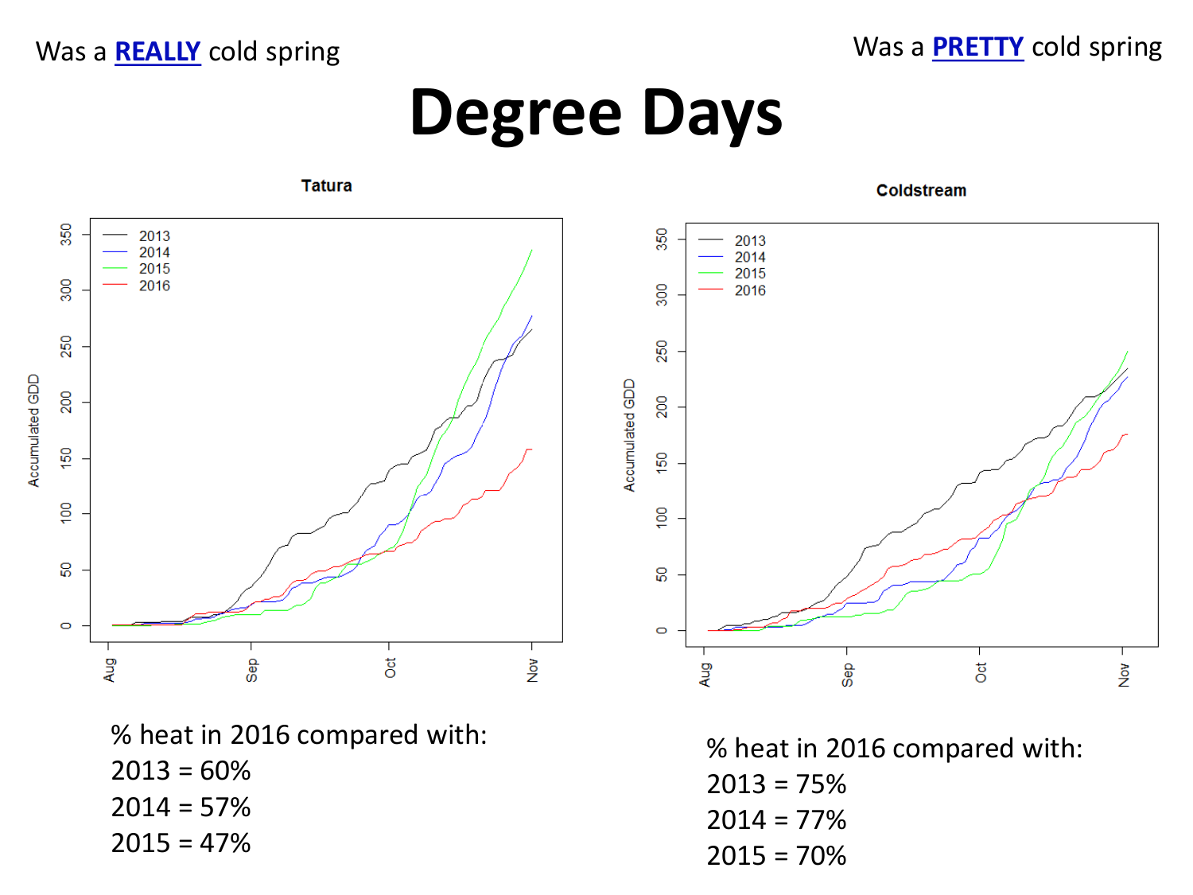Was a **REALLY** cold spring

Was a **PRETTY** cold spring

# Degree Days

**Tatura**

% heat in 2016 compared with:
2013 = 60%
2014 = 57%
2015 = 47%

**Coldstream**

% heat in 2016 compared with:
2013 = 75%
2014 = 77%
2015 = 70%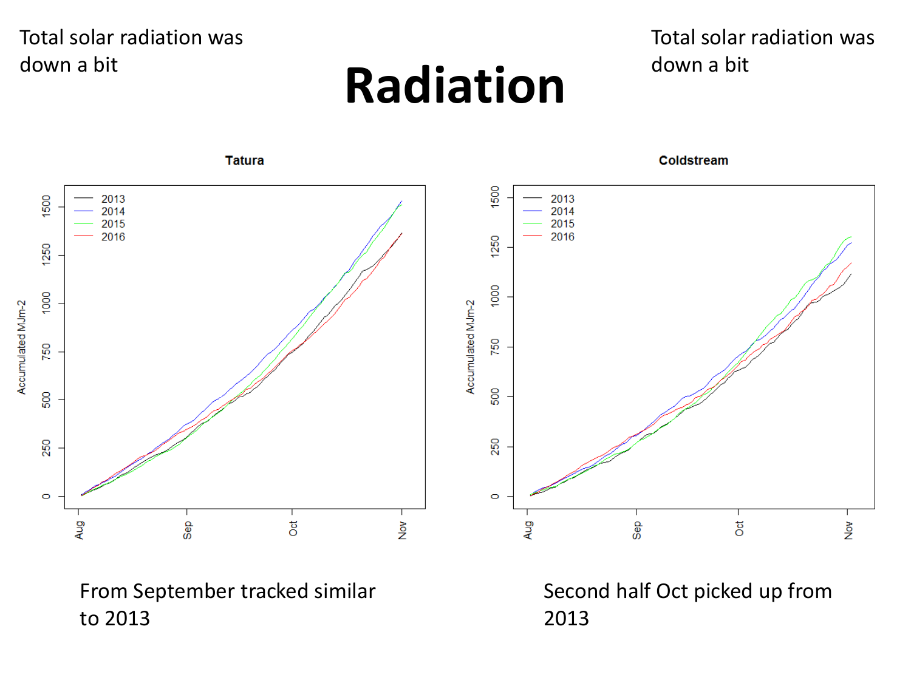# Radiation

Total solar radiation was down a bit

Total solar radiation was down a bit

**Tatura**

**Coldstream**

From September tracked similar to 2013

Second half Oct picked up from 2013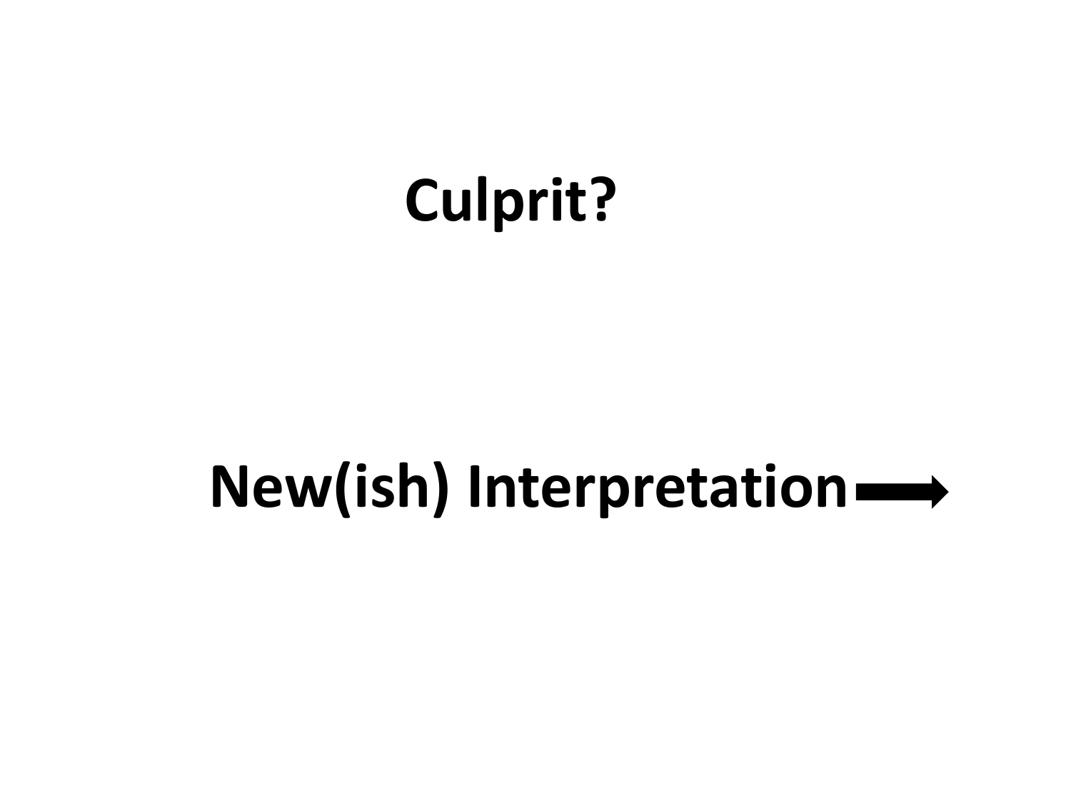**Culprit?**

**New(ish) Interpretation →**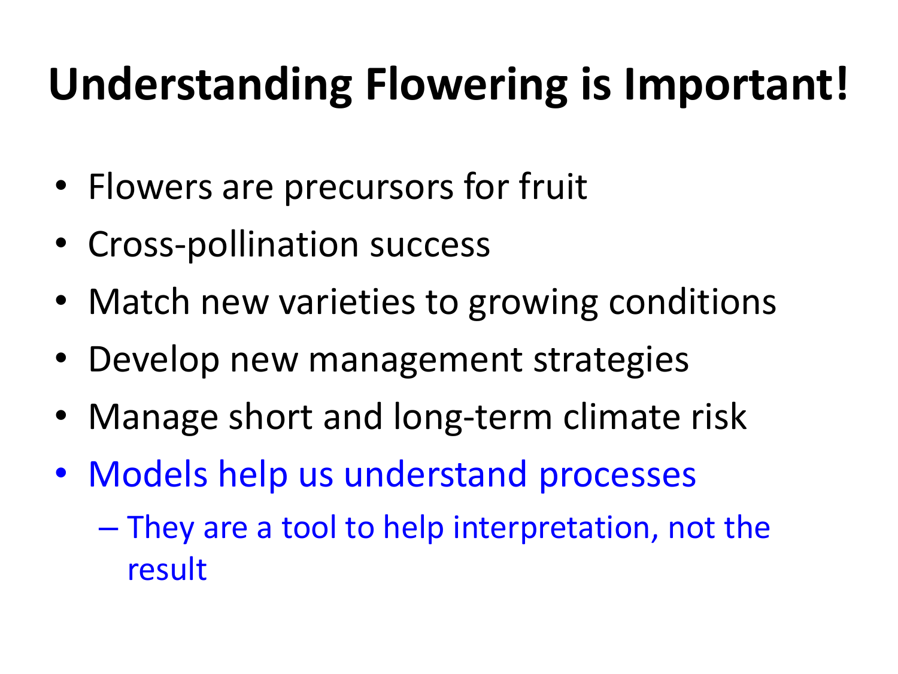# Understanding Flowering is Important!

- Flowers are precursors for fruit
- Cross-pollination success
- Match new varieties to growing conditions
- Develop new management strategies
- Manage short and long-term climate risk
- Models help us understand processes
  - They are a tool to help interpretation, not the result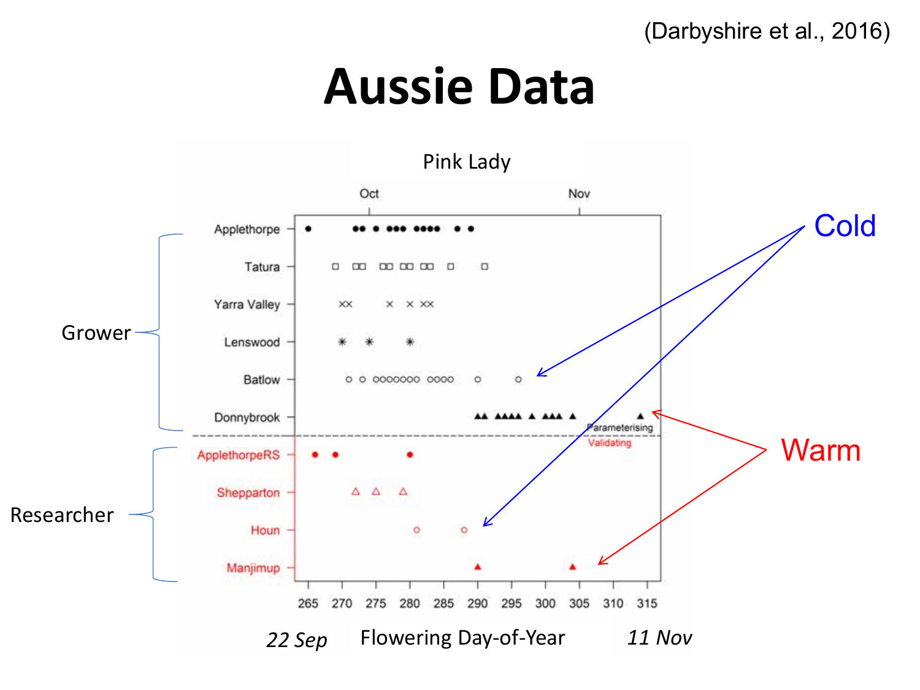(Darbyshire et al., 2016)

# Aussie Data

Pink Lady

Oct | Nov

Grower: Applethorpe, Tatura, Yarra Valley, Lenswood, Batlow, Donnybrook

Parameterising

Validating

Researcher: ApplethorpeRS, Shepparton, Houn, Manjimup

Cold

Warm

265 270 275 280 285 290 295 300 305 310 315

*22 Sep* Flowering Day-of-Year *11 Nov*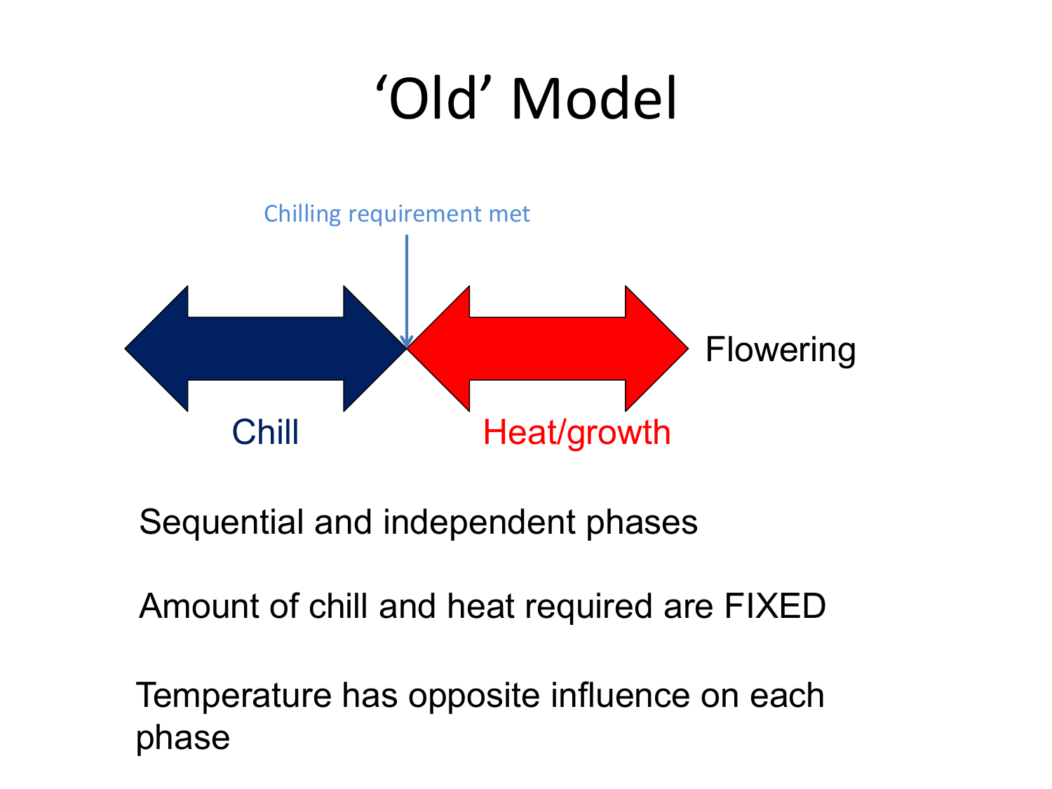# 'Old' Model

Chilling requirement met

Chill

Heat/growth

Flowering

Sequential and independent phases

Amount of chill and heat required are FIXED

Temperature has opposite influence on each phase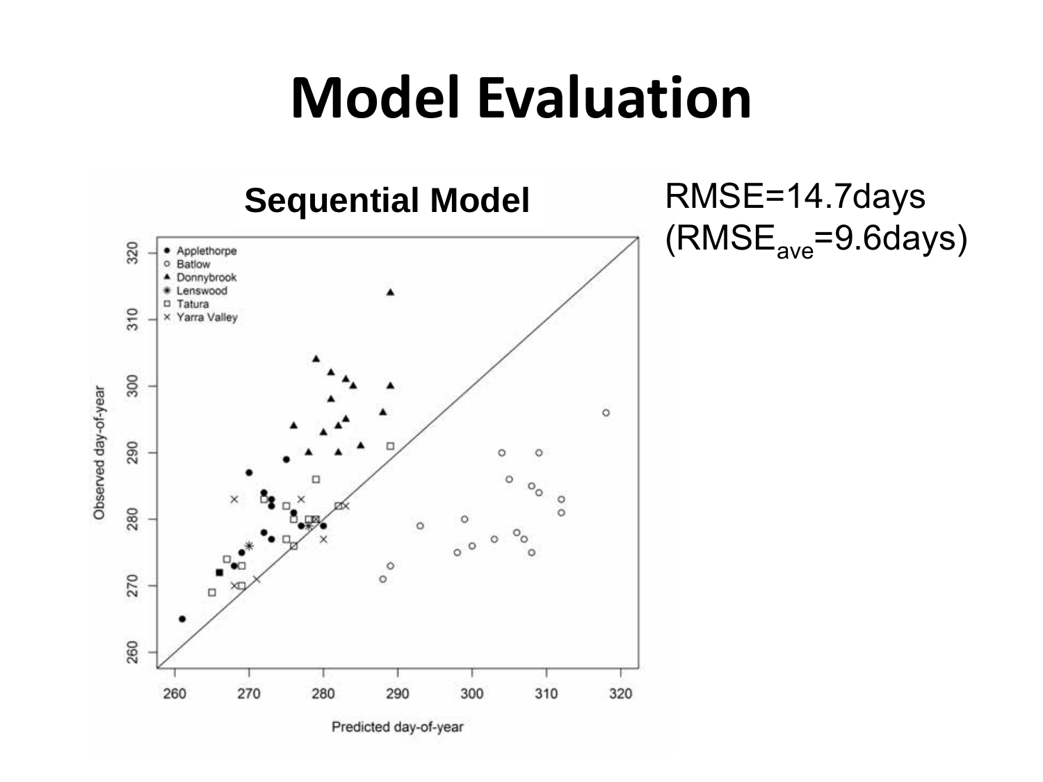# Model Evaluation

RMSE=14.7days
(RMSE$_{ave}$=9.6days)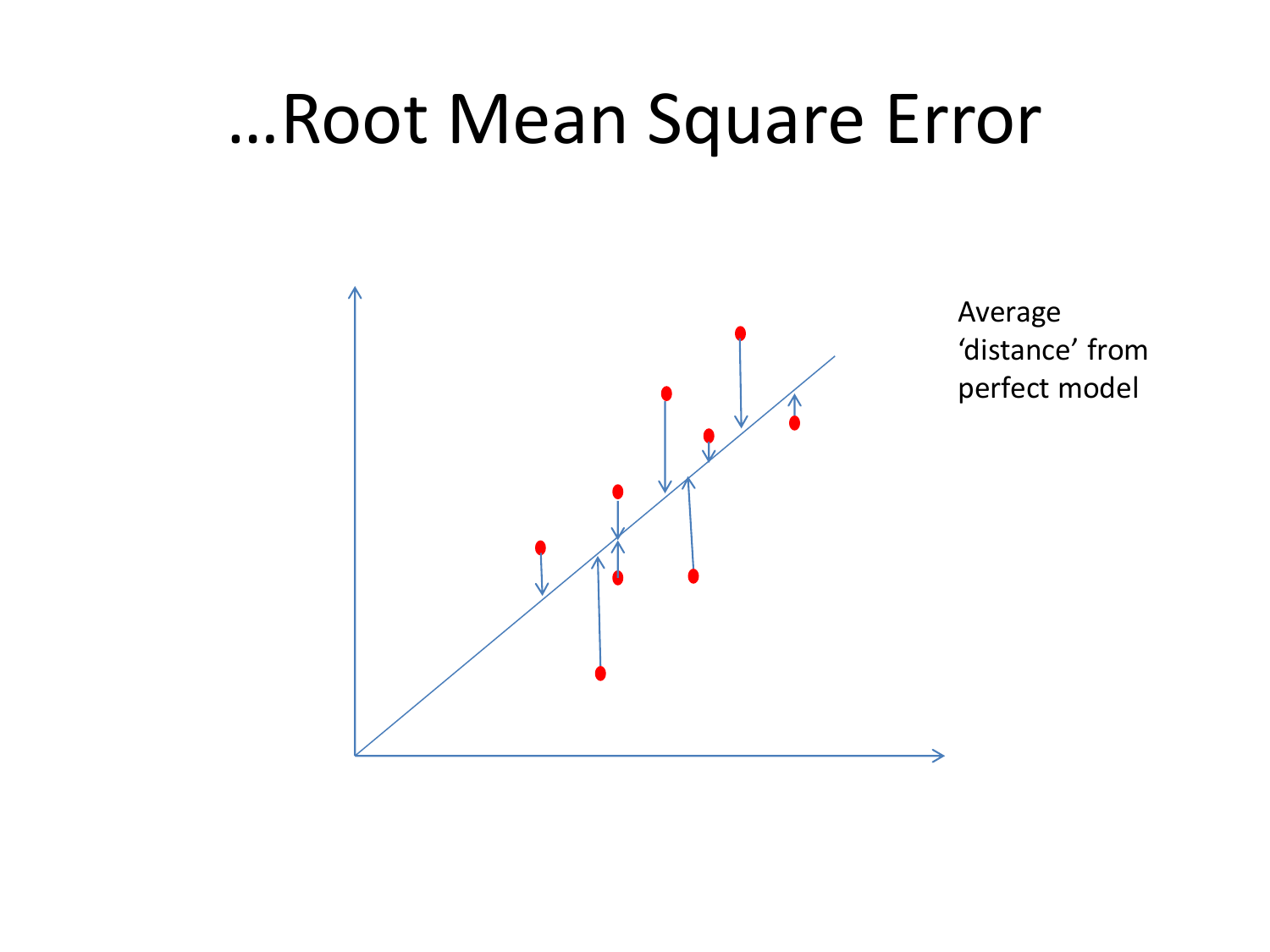# …Root Mean Square Error

Average 'distance' from perfect model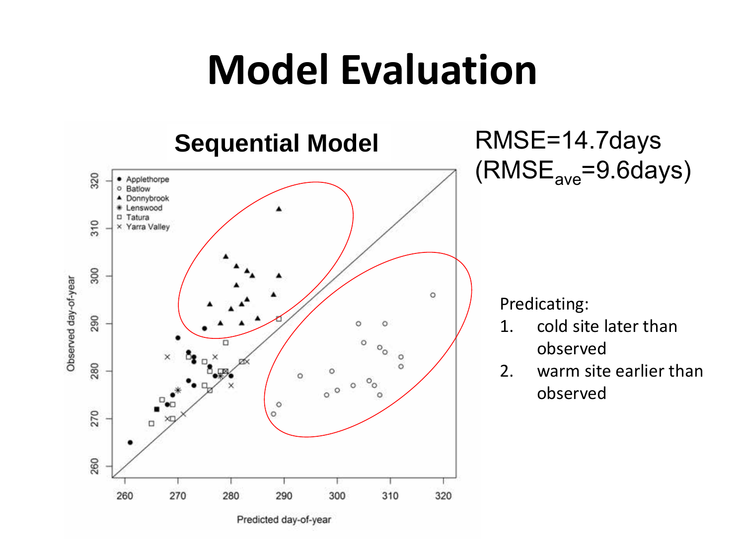# Model Evaluation

**Sequential Model**

RMSE=14.7days
(RMSE$_{ave}$=9.6days)

Predicating:

1. cold site later than observed
2. warm site earlier than observed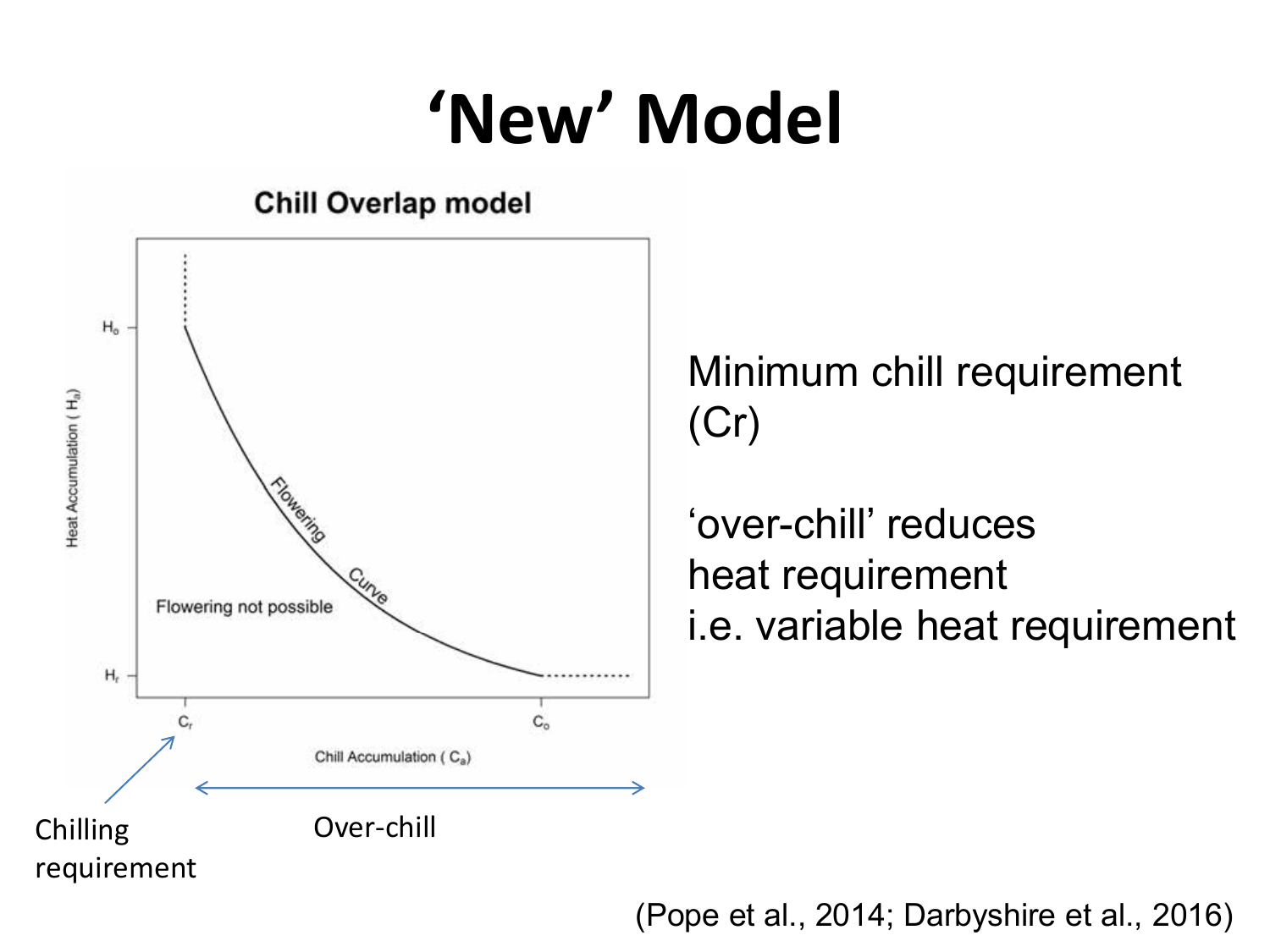# 'New' Model

**Chill Overlap model**

Heat Accumulation ( $H_a$ )

$H_o$

$H_r$

Flowering Curve

Flowering not possible

$C_r$ $C_o$

Chill Accumulation ( $C_a$ )

Chilling requirement

Over-chill

Minimum chill requirement (Cr)

'over-chill' reduces heat requirement i.e. variable heat requirement

(Pope et al., 2014; Darbyshire et al., 2016)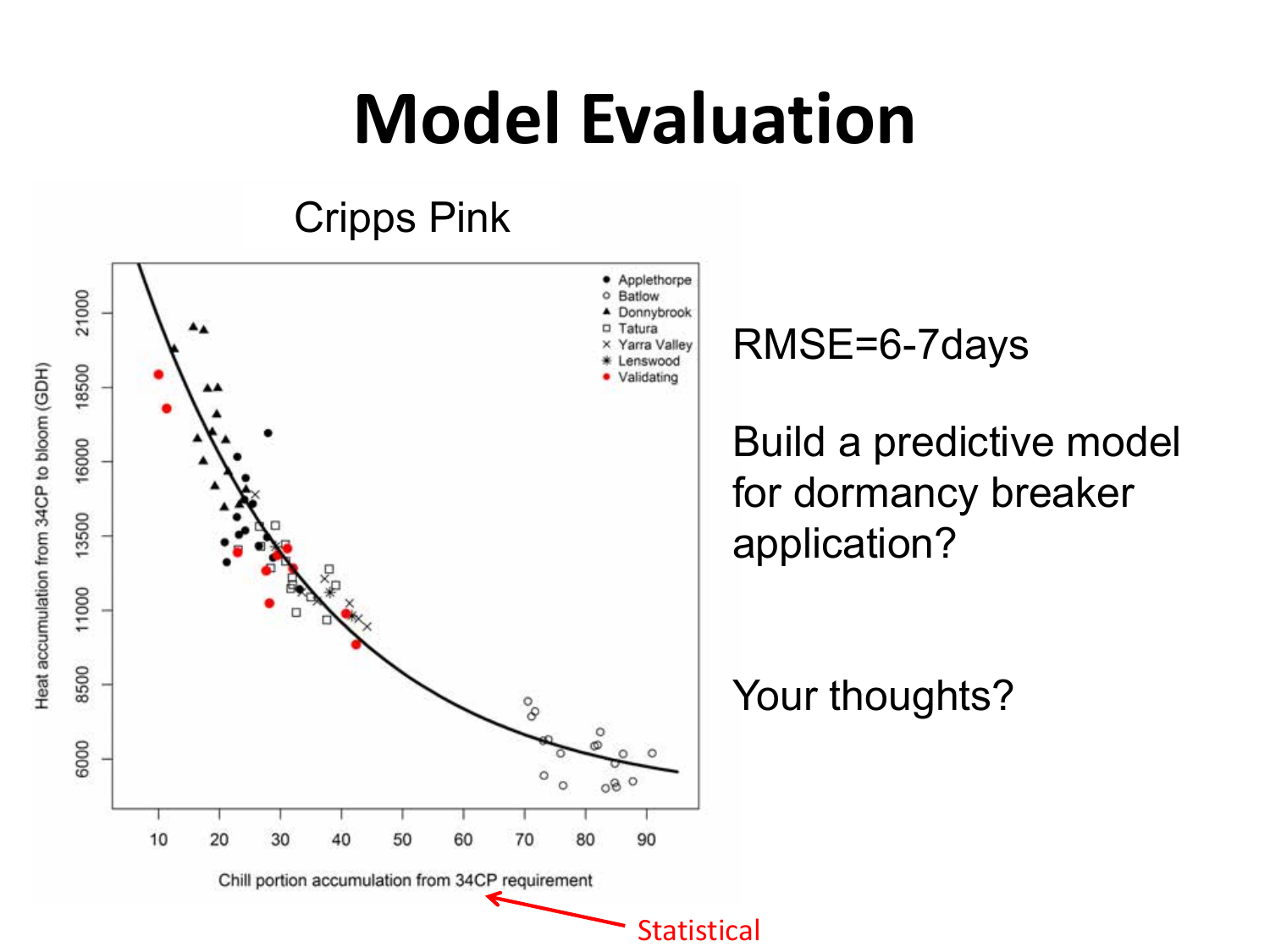# Model Evaluation

Cripps Pink

Heat accumulation from 34CP to bloom (GDH)

Chill portion accumulation from 34CP requirement

- Applethorpe
- Batlow
- Donnybrook
- Tatura
- Yarra Valley
- Lenswood
- Validating

Statistical

RMSE=6-7days

Build a predictive model for dormancy breaker application?

Your thoughts?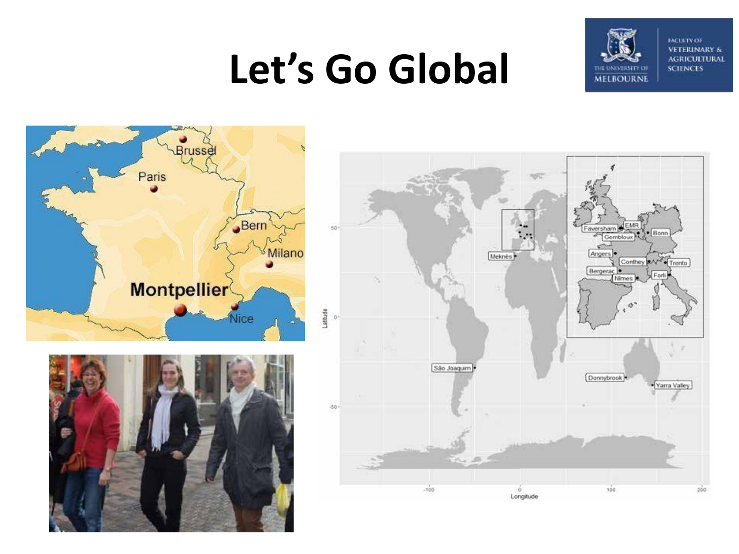# Let's Go Global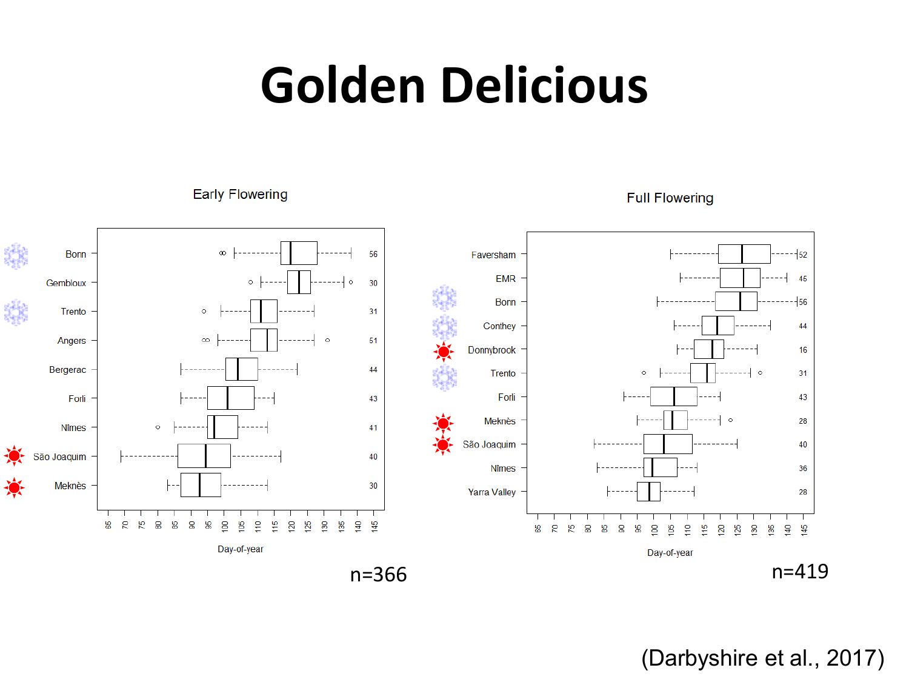# Golden Delicious

Early Flowering

| Site | n |
|---|---|
| Bonn | 56 |
| Gembloux | 30 |
| Trento | 31 |
| Angers | 51 |
| Bergerac | 44 |
| Forlì | 43 |
| Nîmes | 41 |
| São Joaquim | 40 |
| Meknès | 30 |

Day-of-year

n=366

Full Flowering

| Site | n |
|---|---|
| Faversham | 52 |
| EMR | 45 |
| Bonn | 56 |
| Conthey | 44 |
| Donnybrook | 16 |
| Trento | 31 |
| Forlì | 43 |
| Meknès | 28 |
| São Joaquim | 40 |
| Nîmes | 36 |
| Yarra Valley | 28 |

Day-of-year

n=419

(Darbyshire et al., 2017)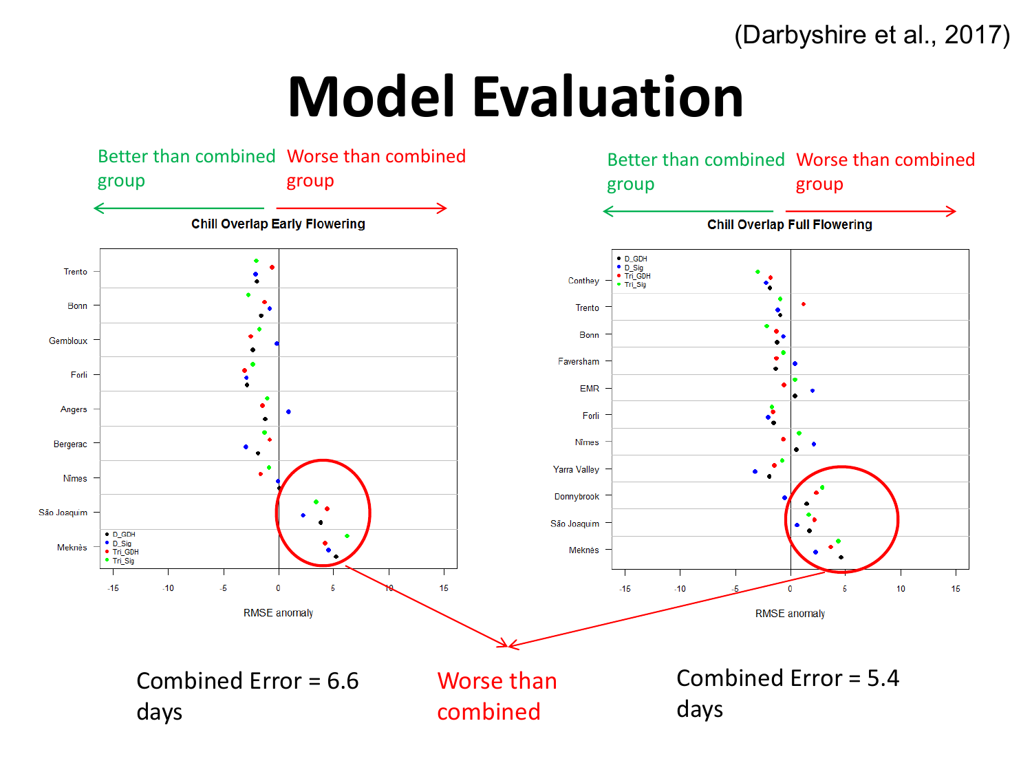(Darbyshire et al., 2017)

# Model Evaluation

Better than combined group ← → Worse than combined group

**Chill Overlap Early Flowering**

Trento, Bonn, Gembloux, Forlì, Angers, Bergerac, Nîmes, São Joaquim, Meknès

D_GDH, D_Sig, Tri_GDH, Tri_Sig

RMSE anomaly: -15, -10, -5, 0, 5, 10, 15

Better than combined group ← → Worse than combined group

**Chill Overlap Full Flowering**

Conthey, Trento, Bonn, Faversham, EMR, Forlì, Nîmes, Yarra Valley, Donnybrook, São Joaquim, Meknès

D_GDH, D_Sig, Tri_GDH, Tri_Sig

RMSE anomaly: -15, -10, -5, 0, 5, 10, 15

Combined Error = 6.6 days

Worse than combined

Combined Error = 5.4 days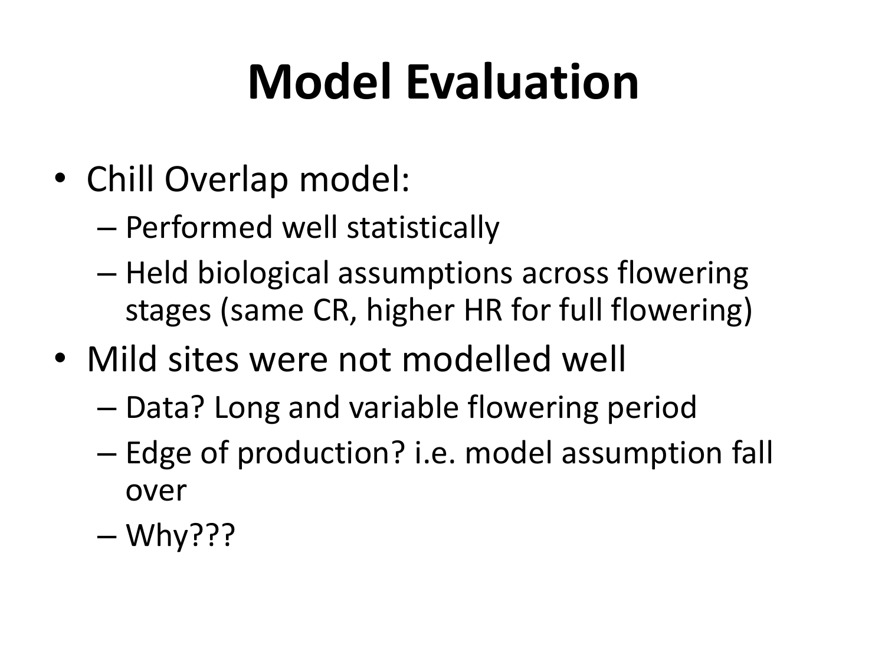# Model Evaluation

- Chill Overlap model:
  - Performed well statistically
  - Held biological assumptions across flowering stages (same CR, higher HR for full flowering)
- Mild sites were not modelled well
  - Data? Long and variable flowering period
  - Edge of production? i.e. model assumption fall over
  - Why???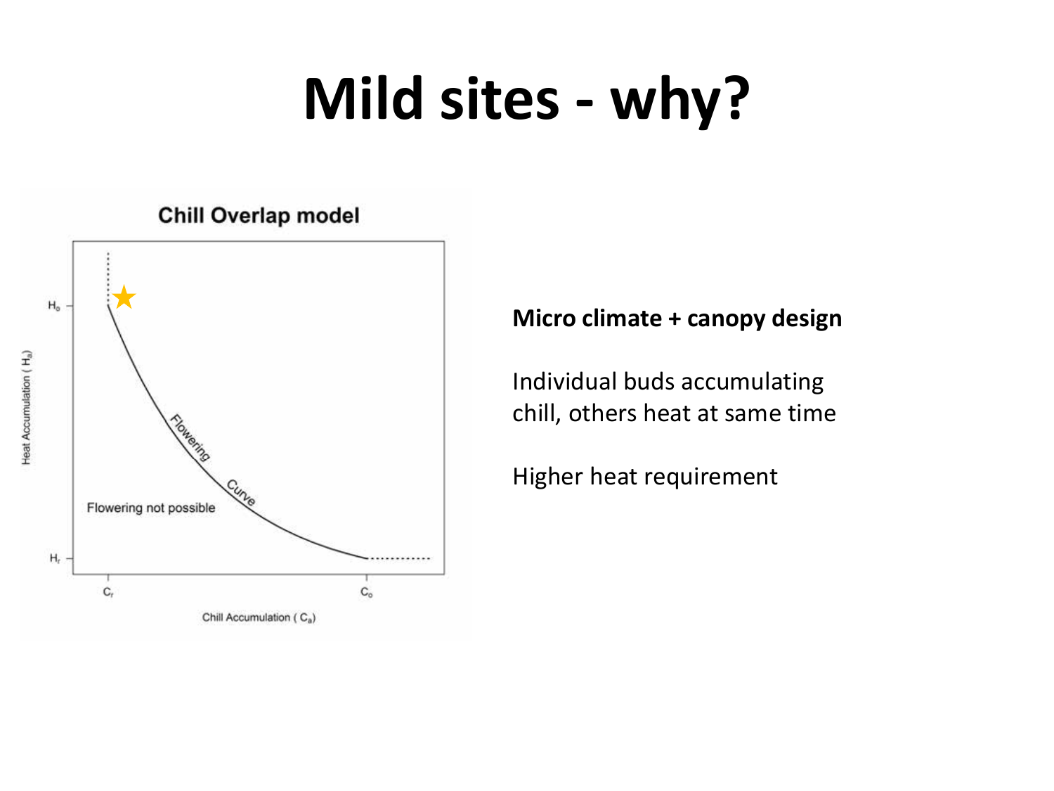# Mild sites - why?

**Chill Overlap model**

Heat Accumulation ( $H_a$ )

$H_o$

$H_r$

Flowering Curve

Flowering not possible

$C_r$

$C_o$

Chill Accumulation ( $C_a$ )

**Micro climate + canopy design**

Individual buds accumulating chill, others heat at same time

Higher heat requirement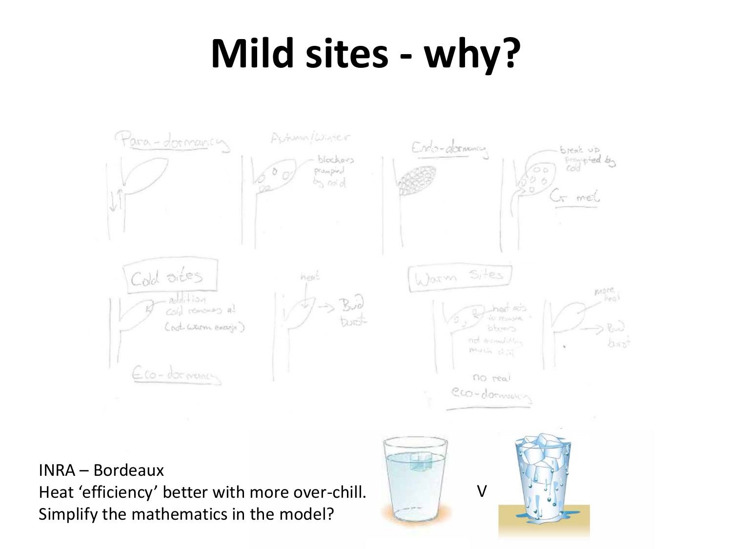# Mild sites - why?

INRA – Bordeaux
Heat 'efficiency' better with more over-chill.
Simplify the mathematics in the model?

V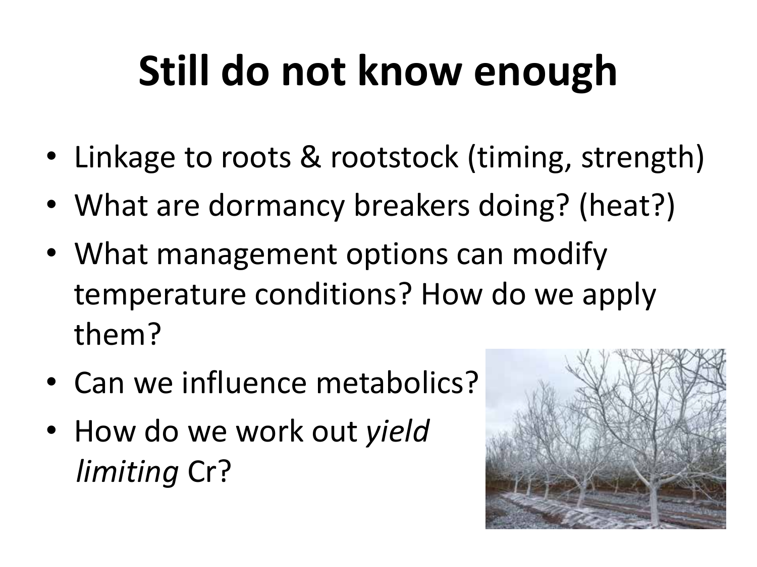# Still do not know enough

- Linkage to roots & rootstock (timing, strength)
- What are dormancy breakers doing? (heat?)
- What management options can modify temperature conditions? How do we apply them?
- Can we influence metabolics?
- How do we work out *yield limiting* Cr?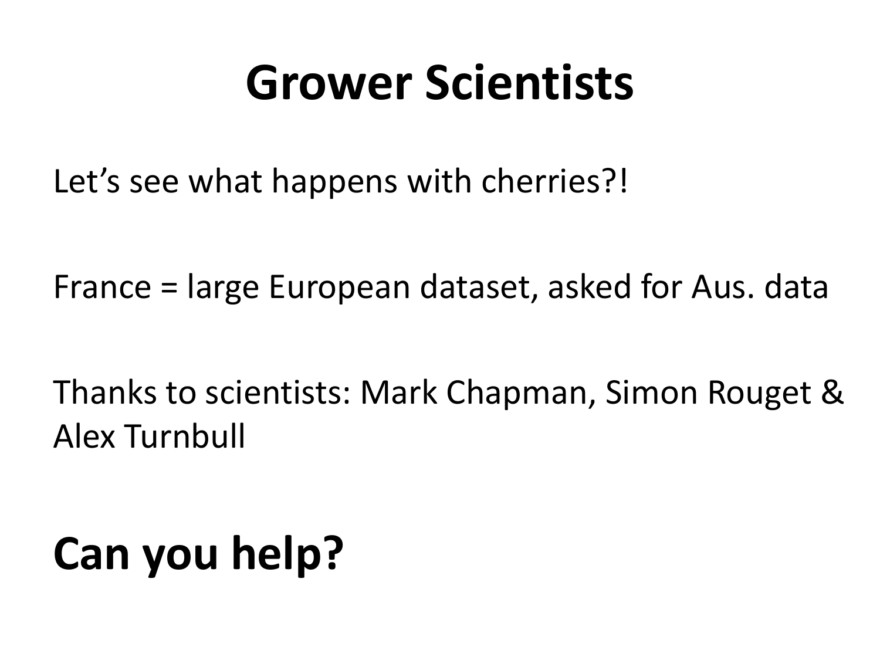# Grower Scientists

Let's see what happens with cherries?!

France = large European dataset, asked for Aus. data

Thanks to scientists: Mark Chapman, Simon Rouget & Alex Turnbull

**Can you help?**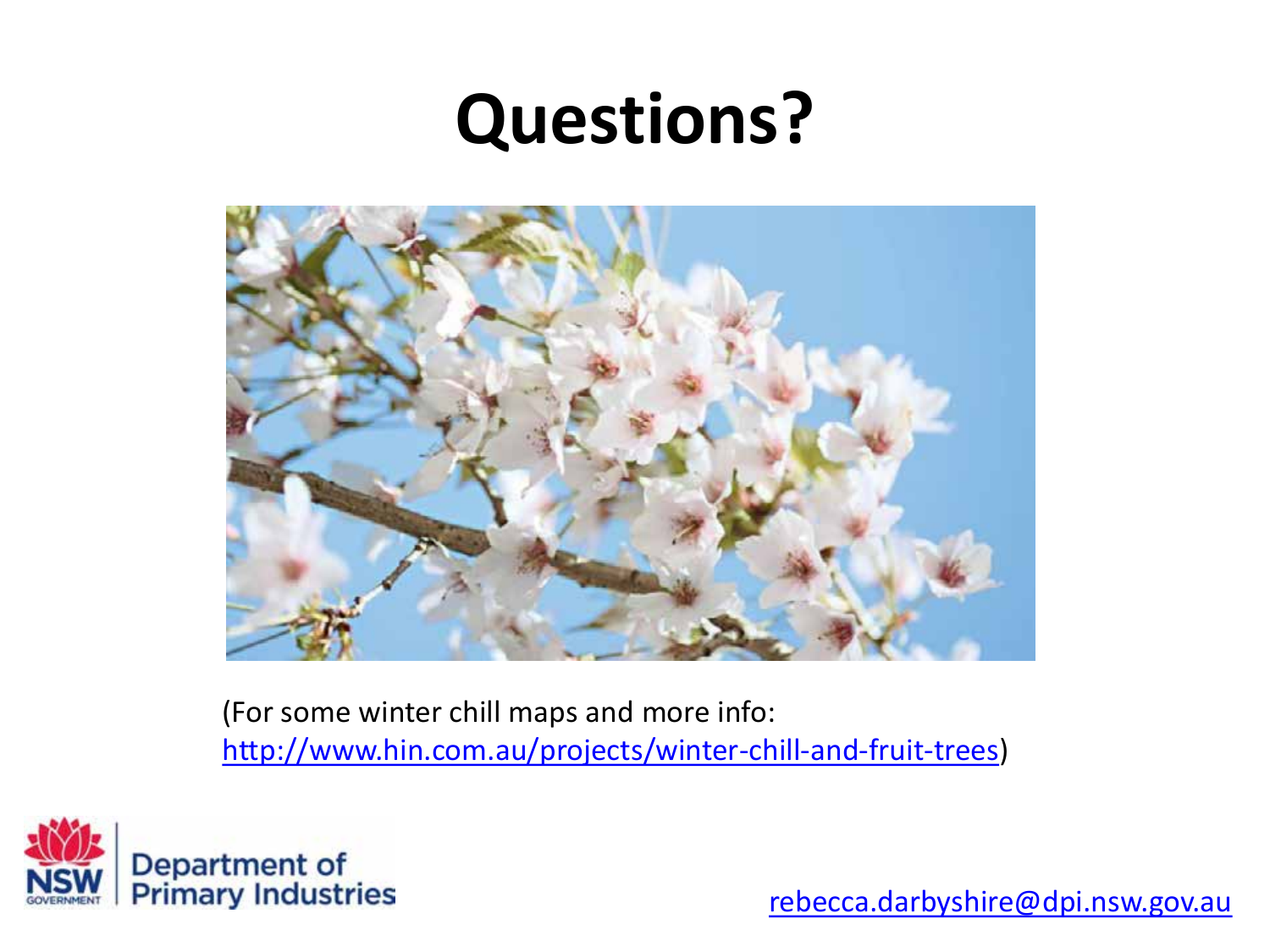# Questions?

(For some winter chill maps and more info: http://www.hin.com.au/projects/winter-chill-and-fruit-trees)

Department of Primary Industries

rebecca.darbyshire@dpi.nsw.gov.au